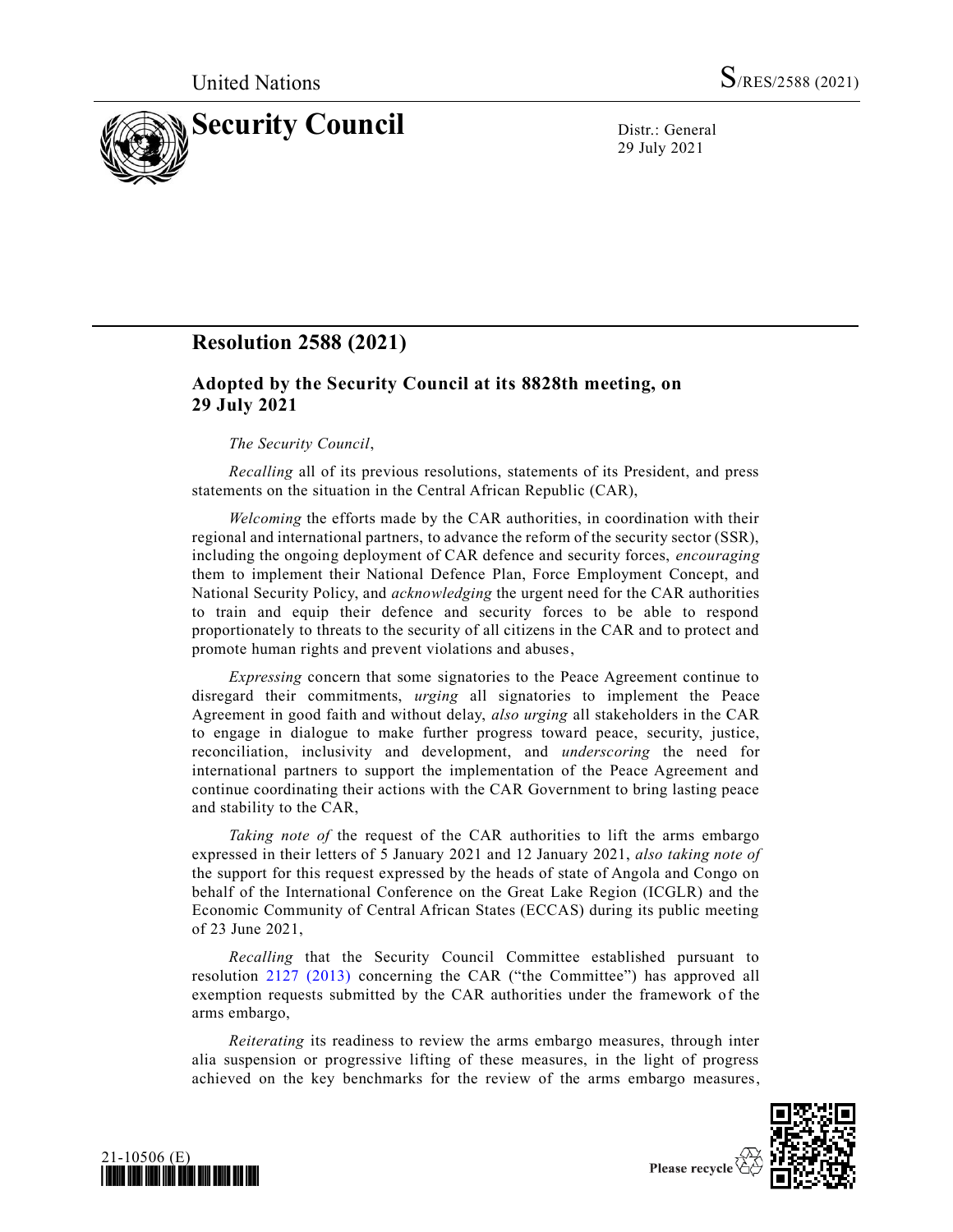United Nations S/RES/2588 (2021)

# Security Council

Distr.: General
29 July 2021

## Resolution 2588 (2021)

### Adopted by the Security Council at its 8828th meeting, on 29 July 2021

*The Security Council*,

*Recalling* all of its previous resolutions, statements of its President, and press statements on the situation in the Central African Republic (CAR),

*Welcoming* the efforts made by the CAR authorities, in coordination with their regional and international partners, to advance the reform of the security sector (SSR), including the ongoing deployment of CAR defence and security forces, *encouraging* them to implement their National Defence Plan, Force Employment Concept, and National Security Policy, and *acknowledging* the urgent need for the CAR authorities to train and equip their defence and security forces to be able to respond proportionately to threats to the security of all citizens in the CAR and to protect and promote human rights and prevent violations and abuses,

*Expressing* concern that some signatories to the Peace Agreement continue to disregard their commitments, *urging* all signatories to implement the Peace Agreement in good faith and without delay, *also urging* all stakeholders in the CAR to engage in dialogue to make further progress toward peace, security, justice, reconciliation, inclusivity and development, and *underscoring* the need for international partners to support the implementation of the Peace Agreement and continue coordinating their actions with the CAR Government to bring lasting peace and stability to the CAR,

*Taking note of* the request of the CAR authorities to lift the arms embargo expressed in their letters of 5 January 2021 and 12 January 2021, *also taking note of* the support for this request expressed by the heads of state of Angola and Congo on behalf of the International Conference on the Great Lake Region (ICGLR) and the Economic Community of Central African States (ECCAS) during its public meeting of 23 June 2021,

*Recalling* that the Security Council Committee established pursuant to resolution 2127 (2013) concerning the CAR ("the Committee") has approved all exemption requests submitted by the CAR authorities under the framework of the arms embargo,

*Reiterating* its readiness to review the arms embargo measures, through inter alia suspension or progressive lifting of these measures, in the light of progress achieved on the key benchmarks for the review of the arms embargo measures,

21-10506 (E)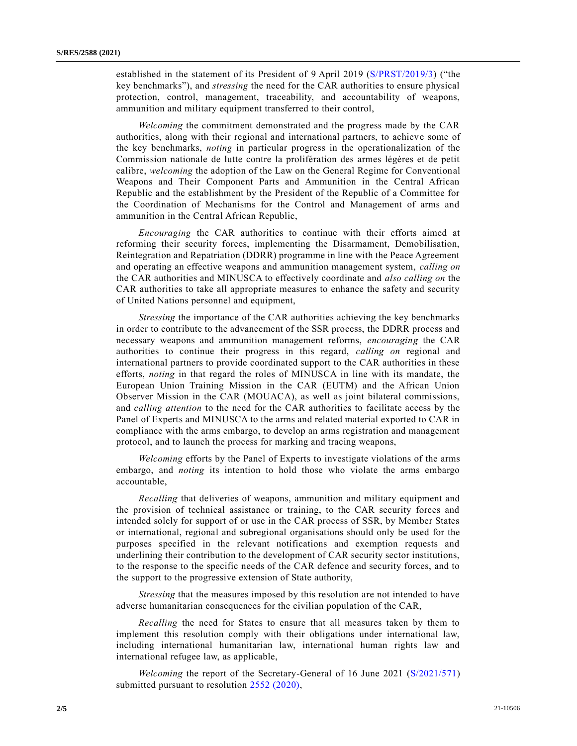established in the statement of its President of 9 April 2019 (S/PRST/2019/3) ("the key benchmarks"), and *stressing* the need for the CAR authorities to ensure physical protection, control, management, traceability, and accountability of weapons, ammunition and military equipment transferred to their control,

*Welcoming* the commitment demonstrated and the progress made by the CAR authorities, along with their regional and international partners, to achieve some of the key benchmarks, *noting* in particular progress in the operationalization of the Commission nationale de lutte contre la prolifération des armes légères et de petit calibre, *welcoming* the adoption of the Law on the General Regime for Conventional Weapons and Their Component Parts and Ammunition in the Central African Republic and the establishment by the President of the Republic of a Committee for the Coordination of Mechanisms for the Control and Management of arms and ammunition in the Central African Republic,

*Encouraging* the CAR authorities to continue with their efforts aimed at reforming their security forces, implementing the Disarmament, Demobilisation, Reintegration and Repatriation (DDRR) programme in line with the Peace Agreement and operating an effective weapons and ammunition management system, *calling on* the CAR authorities and MINUSCA to effectively coordinate and *also calling on* the CAR authorities to take all appropriate measures to enhance the safety and security of United Nations personnel and equipment,

*Stressing* the importance of the CAR authorities achieving the key benchmarks in order to contribute to the advancement of the SSR process, the DDRR process and necessary weapons and ammunition management reforms, *encouraging* the CAR authorities to continue their progress in this regard, *calling on* regional and international partners to provide coordinated support to the CAR authorities in these efforts, *noting* in that regard the roles of MINUSCA in line with its mandate, the European Union Training Mission in the CAR (EUTM) and the African Union Observer Mission in the CAR (MOUACA), as well as joint bilateral commissions, and *calling attention* to the need for the CAR authorities to facilitate access by the Panel of Experts and MINUSCA to the arms and related material exported to CAR in compliance with the arms embargo, to develop an arms registration and management protocol, and to launch the process for marking and tracing weapons,

*Welcoming* efforts by the Panel of Experts to investigate violations of the arms embargo, and *noting* its intention to hold those who violate the arms embargo accountable,

*Recalling* that deliveries of weapons, ammunition and military equipment and the provision of technical assistance or training, to the CAR security forces and intended solely for support of or use in the CAR process of SSR, by Member States or international, regional and subregional organisations should only be used for the purposes specified in the relevant notifications and exemption requests and underlining their contribution to the development of CAR security sector institutions, to the response to the specific needs of the CAR defence and security forces, and to the support to the progressive extension of State authority,

*Stressing* that the measures imposed by this resolution are not intended to have adverse humanitarian consequences for the civilian population of the CAR,

*Recalling* the need for States to ensure that all measures taken by them to implement this resolution comply with their obligations under international law, including international humanitarian law, international human rights law and international refugee law, as applicable,

*Welcoming* the report of the Secretary-General of 16 June 2021 (S/2021/571) submitted pursuant to resolution 2552 (2020),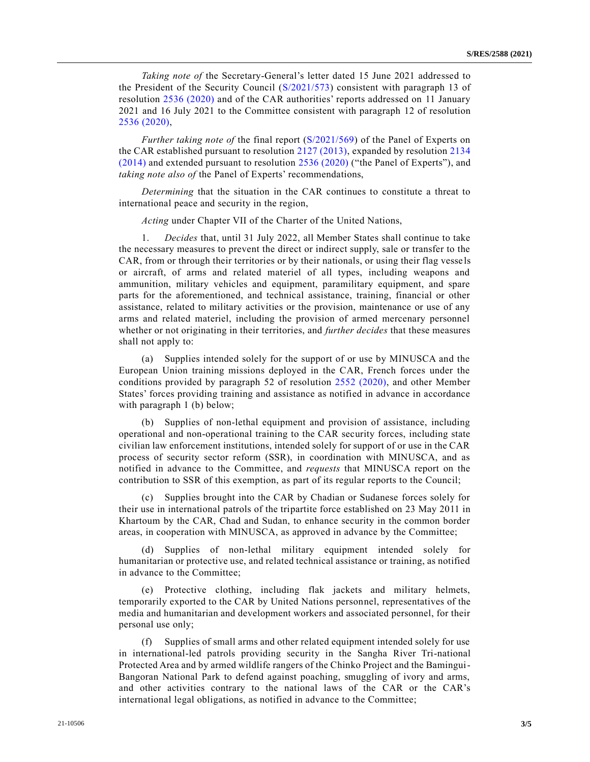*Taking note of* the Secretary-General's letter dated 15 June 2021 addressed to the President of the Security Council (S/2021/573) consistent with paragraph 13 of resolution 2536 (2020) and of the CAR authorities' reports addressed on 11 January 2021 and 16 July 2021 to the Committee consistent with paragraph 12 of resolution 2536 (2020),

*Further taking note of* the final report (S/2021/569) of the Panel of Experts on the CAR established pursuant to resolution 2127 (2013), expanded by resolution 2134 (2014) and extended pursuant to resolution 2536 (2020) ("the Panel of Experts"), and *taking note also of* the Panel of Experts' recommendations,

*Determining* that the situation in the CAR continues to constitute a threat to international peace and security in the region,

*Acting* under Chapter VII of the Charter of the United Nations,

1. *Decides* that, until 31 July 2022, all Member States shall continue to take the necessary measures to prevent the direct or indirect supply, sale or transfer to the CAR, from or through their territories or by their nationals, or using their flag vessels or aircraft, of arms and related materiel of all types, including weapons and ammunition, military vehicles and equipment, paramilitary equipment, and spare parts for the aforementioned, and technical assistance, training, financial or other assistance, related to military activities or the provision, maintenance or use of any arms and related materiel, including the provision of armed mercenary personnel whether or not originating in their territories, and *further decides* that these measures shall not apply to:

(a) Supplies intended solely for the support of or use by MINUSCA and the European Union training missions deployed in the CAR, French forces under the conditions provided by paragraph 52 of resolution 2552 (2020), and other Member States' forces providing training and assistance as notified in advance in accordance with paragraph 1 (b) below;

(b) Supplies of non-lethal equipment and provision of assistance, including operational and non-operational training to the CAR security forces, including state civilian law enforcement institutions, intended solely for support of or use in the CAR process of security sector reform (SSR), in coordination with MINUSCA, and as notified in advance to the Committee, and *requests* that MINUSCA report on the contribution to SSR of this exemption, as part of its regular reports to the Council;

(c) Supplies brought into the CAR by Chadian or Sudanese forces solely for their use in international patrols of the tripartite force established on 23 May 2011 in Khartoum by the CAR, Chad and Sudan, to enhance security in the common border areas, in cooperation with MINUSCA, as approved in advance by the Committee;

(d) Supplies of non-lethal military equipment intended solely for humanitarian or protective use, and related technical assistance or training, as notified in advance to the Committee;

(e) Protective clothing, including flak jackets and military helmets, temporarily exported to the CAR by United Nations personnel, representatives of the media and humanitarian and development workers and associated personnel, for their personal use only;

(f) Supplies of small arms and other related equipment intended solely for use in international-led patrols providing security in the Sangha River Tri-national Protected Area and by armed wildlife rangers of the Chinko Project and the Bamingui-Bangoran National Park to defend against poaching, smuggling of ivory and arms, and other activities contrary to the national laws of the CAR or the CAR's international legal obligations, as notified in advance to the Committee;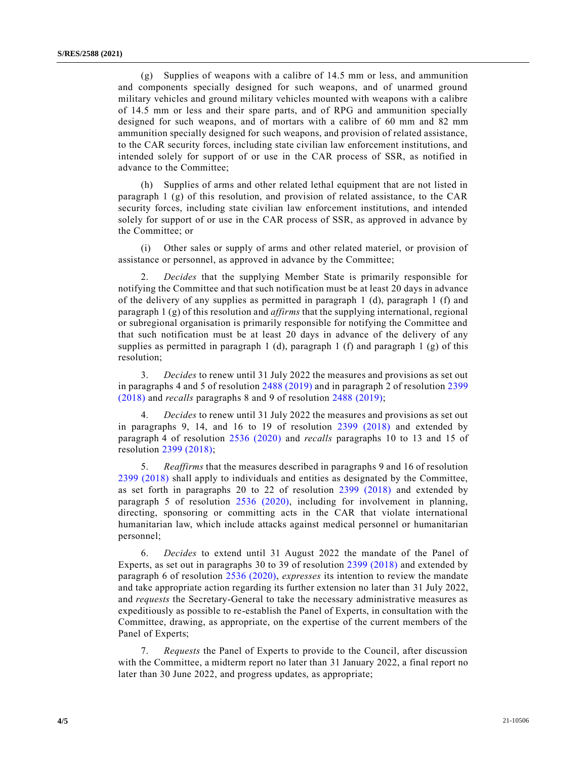(g) Supplies of weapons with a calibre of 14.5 mm or less, and ammunition and components specially designed for such weapons, and of unarmed ground military vehicles and ground military vehicles mounted with weapons with a calibre of 14.5 mm or less and their spare parts, and of RPG and ammunition specially designed for such weapons, and of mortars with a calibre of 60 mm and 82 mm ammunition specially designed for such weapons, and provision of related assistance, to the CAR security forces, including state civilian law enforcement institutions, and intended solely for support of or use in the CAR process of SSR, as notified in advance to the Committee;

(h) Supplies of arms and other related lethal equipment that are not listed in paragraph 1 (g) of this resolution, and provision of related assistance, to the CAR security forces, including state civilian law enforcement institutions, and intended solely for support of or use in the CAR process of SSR, as approved in advance by the Committee; or

(i) Other sales or supply of arms and other related materiel, or provision of assistance or personnel, as approved in advance by the Committee;

2. *Decides* that the supplying Member State is primarily responsible for notifying the Committee and that such notification must be at least 20 days in advance of the delivery of any supplies as permitted in paragraph 1 (d), paragraph 1 (f) and paragraph 1 (g) of this resolution and *affirms* that the supplying international, regional or subregional organisation is primarily responsible for notifying the Committee and that such notification must be at least 20 days in advance of the delivery of any supplies as permitted in paragraph 1 (d), paragraph 1 (f) and paragraph 1 (g) of this resolution;

3. *Decides* to renew until 31 July 2022 the measures and provisions as set out in paragraphs 4 and 5 of resolution 2488 (2019) and in paragraph 2 of resolution 2399 (2018) and *recalls* paragraphs 8 and 9 of resolution 2488 (2019);

4. *Decides* to renew until 31 July 2022 the measures and provisions as set out in paragraphs 9, 14, and 16 to 19 of resolution 2399 (2018) and extended by paragraph 4 of resolution 2536 (2020) and *recalls* paragraphs 10 to 13 and 15 of resolution 2399 (2018);

5. *Reaffirms* that the measures described in paragraphs 9 and 16 of resolution 2399 (2018) shall apply to individuals and entities as designated by the Committee, as set forth in paragraphs 20 to 22 of resolution 2399 (2018) and extended by paragraph 5 of resolution 2536 (2020), including for involvement in planning, directing, sponsoring or committing acts in the CAR that violate international humanitarian law, which include attacks against medical personnel or humanitarian personnel;

6. *Decides* to extend until 31 August 2022 the mandate of the Panel of Experts, as set out in paragraphs 30 to 39 of resolution 2399 (2018) and extended by paragraph 6 of resolution 2536 (2020), *expresses* its intention to review the mandate and take appropriate action regarding its further extension no later than 31 July 2022, and *requests* the Secretary-General to take the necessary administrative measures as expeditiously as possible to re-establish the Panel of Experts, in consultation with the Committee, drawing, as appropriate, on the expertise of the current members of the Panel of Experts;

7. *Requests* the Panel of Experts to provide to the Council, after discussion with the Committee, a midterm report no later than 31 January 2022, a final report no later than 30 June 2022, and progress updates, as appropriate;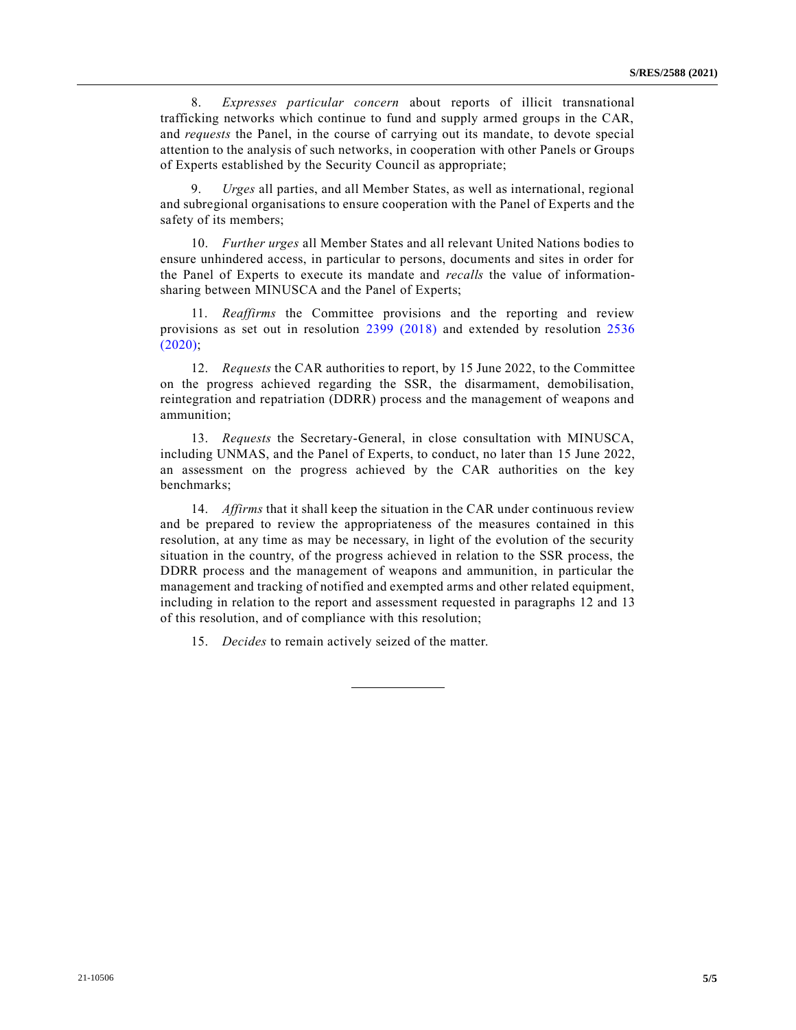8. *Expresses particular concern* about reports of illicit transnational trafficking networks which continue to fund and supply armed groups in the CAR, and *requests* the Panel, in the course of carrying out its mandate, to devote special attention to the analysis of such networks, in cooperation with other Panels or Groups of Experts established by the Security Council as appropriate;

9. *Urges* all parties, and all Member States, as well as international, regional and subregional organisations to ensure cooperation with the Panel of Experts and the safety of its members;

10. *Further urges* all Member States and all relevant United Nations bodies to ensure unhindered access, in particular to persons, documents and sites in order for the Panel of Experts to execute its mandate and *recalls* the value of information-sharing between MINUSCA and the Panel of Experts;

11. *Reaffirms* the Committee provisions and the reporting and review provisions as set out in resolution 2399 (2018) and extended by resolution 2536 (2020);

12. *Requests* the CAR authorities to report, by 15 June 2022, to the Committee on the progress achieved regarding the SSR, the disarmament, demobilisation, reintegration and repatriation (DDRR) process and the management of weapons and ammunition;

13. *Requests* the Secretary-General, in close consultation with MINUSCA, including UNMAS, and the Panel of Experts, to conduct, no later than 15 June 2022, an assessment on the progress achieved by the CAR authorities on the key benchmarks;

14. *Affirms* that it shall keep the situation in the CAR under continuous review and be prepared to review the appropriateness of the measures contained in this resolution, at any time as may be necessary, in light of the evolution of the security situation in the country, of the progress achieved in relation to the SSR process, the DDRR process and the management of weapons and ammunition, in particular the management and tracking of notified and exempted arms and other related equipment, including in relation to the report and assessment requested in paragraphs 12 and 13 of this resolution, and of compliance with this resolution;

15. *Decides* to remain actively seized of the matter.